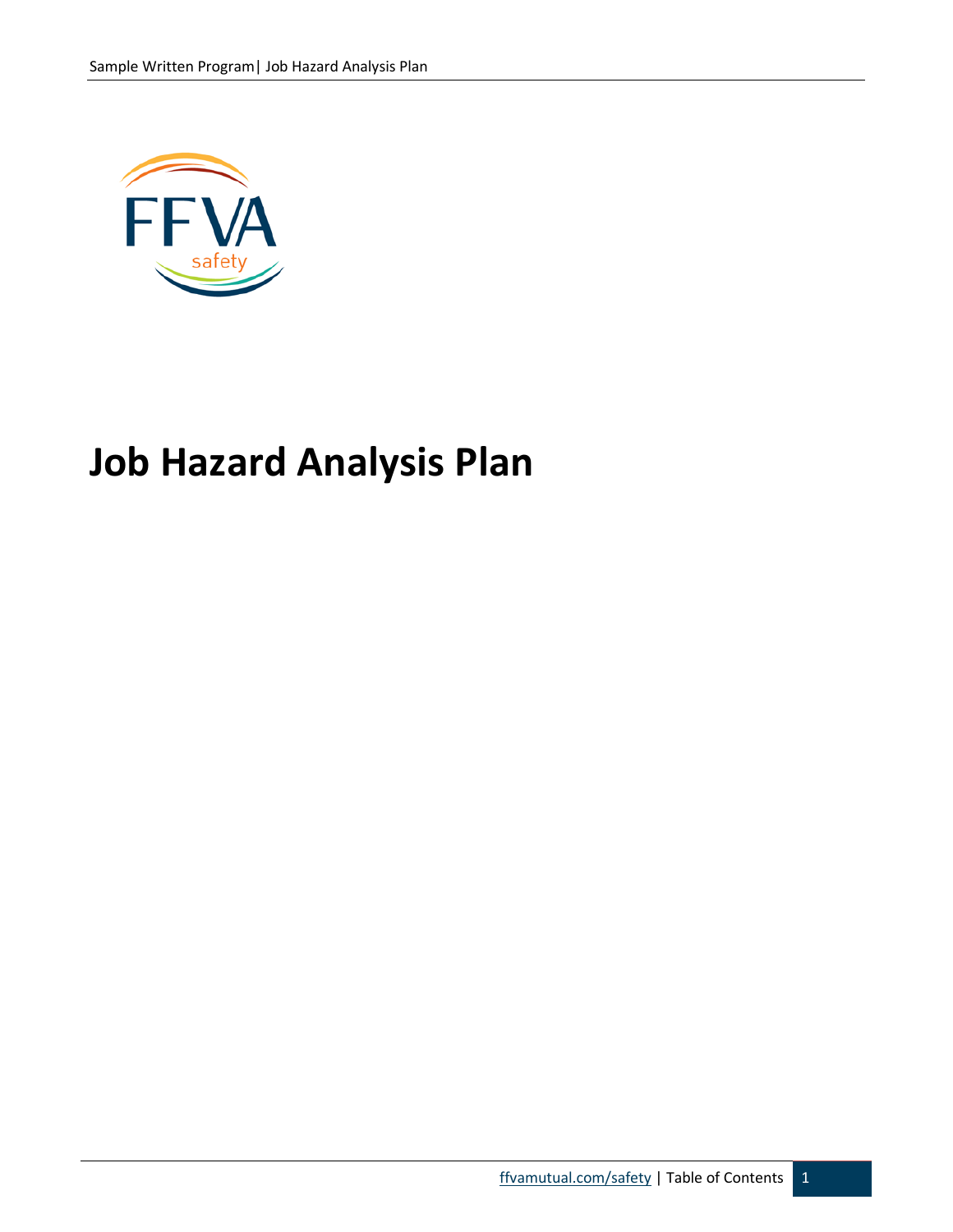# Job Hazard Analysis Plan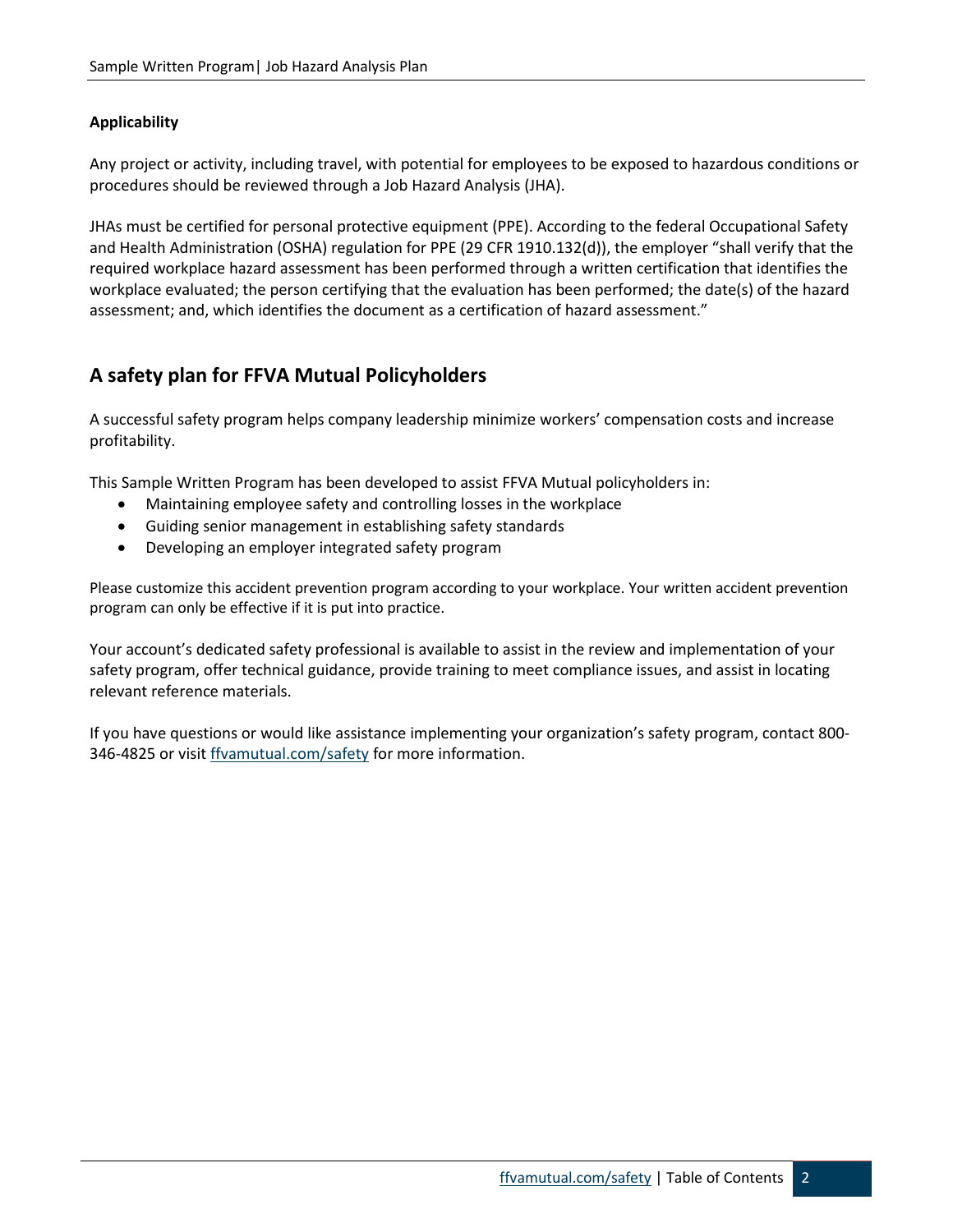**Applicability**

Any project or activity, including travel, with potential for employees to be exposed to hazardous conditions or procedures should be reviewed through a Job Hazard Analysis (JHA).

JHAs must be certified for personal protective equipment (PPE). According to the federal Occupational Safety and Health Administration (OSHA) regulation for PPE (29 CFR 1910.132(d)), the employer "shall verify that the required workplace hazard assessment has been performed through a written certification that identifies the workplace evaluated; the person certifying that the evaluation has been performed; the date(s) of the hazard assessment; and, which identifies the document as a certification of hazard assessment."

## A safety plan for FFVA Mutual Policyholders

A successful safety program helps company leadership minimize workers' compensation costs and increase profitability.

This Sample Written Program has been developed to assist FFVA Mutual policyholders in:

- Maintaining employee safety and controlling losses in the workplace
- Guiding senior management in establishing safety standards
- Developing an employer integrated safety program

Please customize this accident prevention program according to your workplace. Your written accident prevention program can only be effective if it is put into practice.

Your account's dedicated safety professional is available to assist in the review and implementation of your safety program, offer technical guidance, provide training to meet compliance issues, and assist in locating relevant reference materials.

If you have questions or would like assistance implementing your organization's safety program, contact 800-346-4825 or visit ffvamutual.com/safety for more information.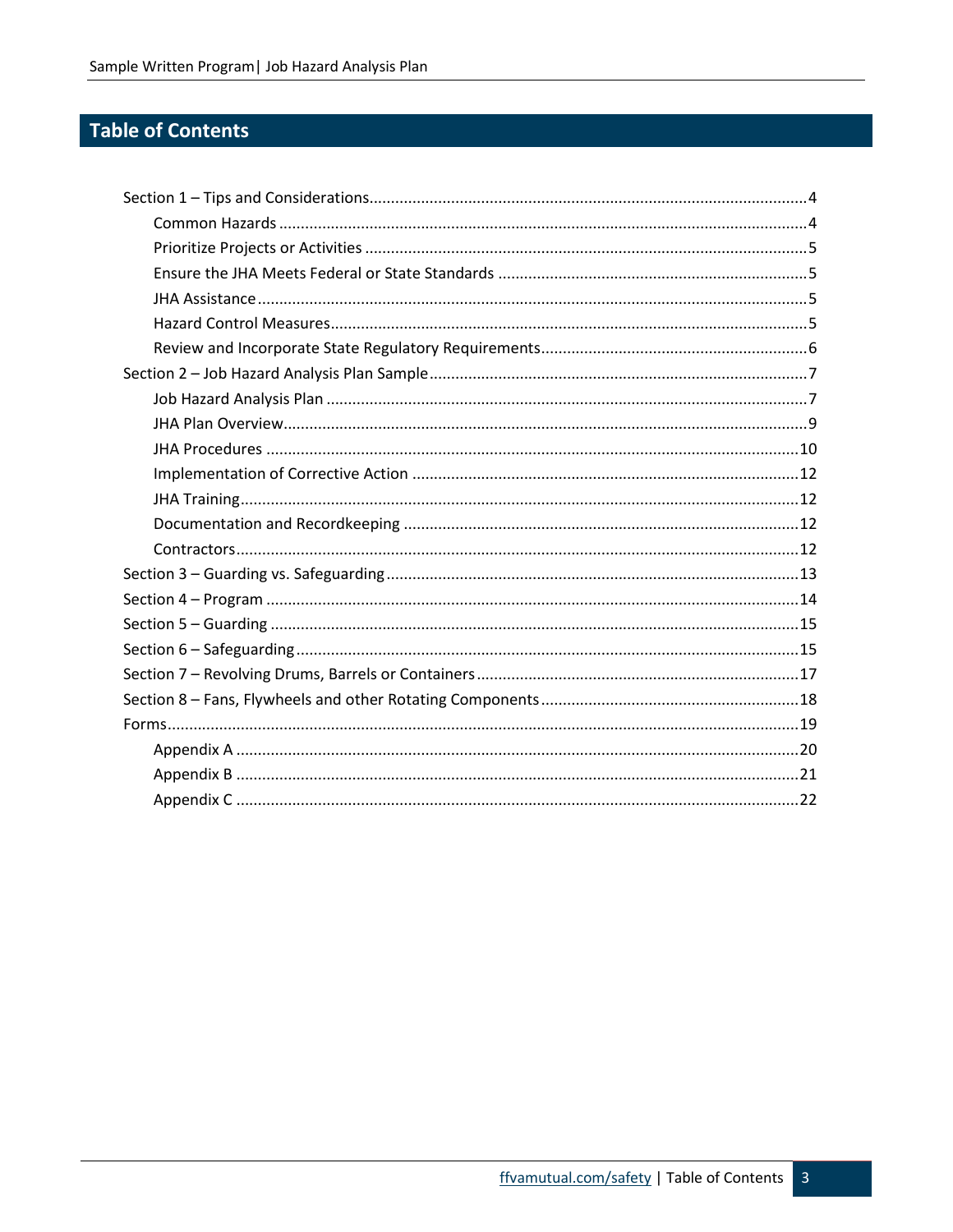## Table of Contents

- Section 1 – Tips and Considerations....4
  - Common Hazards....4
  - Prioritize Projects or Activities....5
  - Ensure the JHA Meets Federal or State Standards....5
  - JHA Assistance....5
  - Hazard Control Measures....5
  - Review and Incorporate State Regulatory Requirements....6
- Section 2 – Job Hazard Analysis Plan Sample....7
  - Job Hazard Analysis Plan....7
  - JHA Plan Overview....9
  - JHA Procedures....10
  - Implementation of Corrective Action....12
  - JHA Training....12
  - Documentation and Recordkeeping....12
  - Contractors....12
- Section 3 – Guarding vs. Safeguarding....13
- Section 4 – Program....14
- Section 5 – Guarding....15
- Section 6 – Safeguarding....15
- Section 7 – Revolving Drums, Barrels or Containers....17
- Section 8 – Fans, Flywheels and other Rotating Components....18
- Forms....19
  - Appendix A....20
  - Appendix B....21
  - Appendix C....22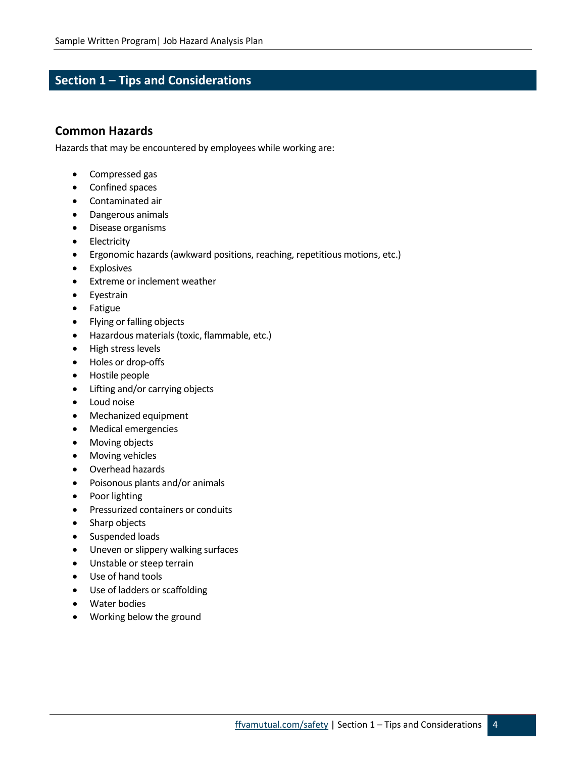# Section 1 – Tips and Considerations

## Common Hazards

Hazards that may be encountered by employees while working are:

- Compressed gas
- Confined spaces
- Contaminated air
- Dangerous animals
- Disease organisms
- Electricity
- Ergonomic hazards (awkward positions, reaching, repetitious motions, etc.)
- Explosives
- Extreme or inclement weather
- Eyestrain
- Fatigue
- Flying or falling objects
- Hazardous materials (toxic, flammable, etc.)
- High stress levels
- Holes or drop-offs
- Hostile people
- Lifting and/or carrying objects
- Loud noise
- Mechanized equipment
- Medical emergencies
- Moving objects
- Moving vehicles
- Overhead hazards
- Poisonous plants and/or animals
- Poor lighting
- Pressurized containers or conduits
- Sharp objects
- Suspended loads
- Uneven or slippery walking surfaces
- Unstable or steep terrain
- Use of hand tools
- Use of ladders or scaffolding
- Water bodies
- Working below the ground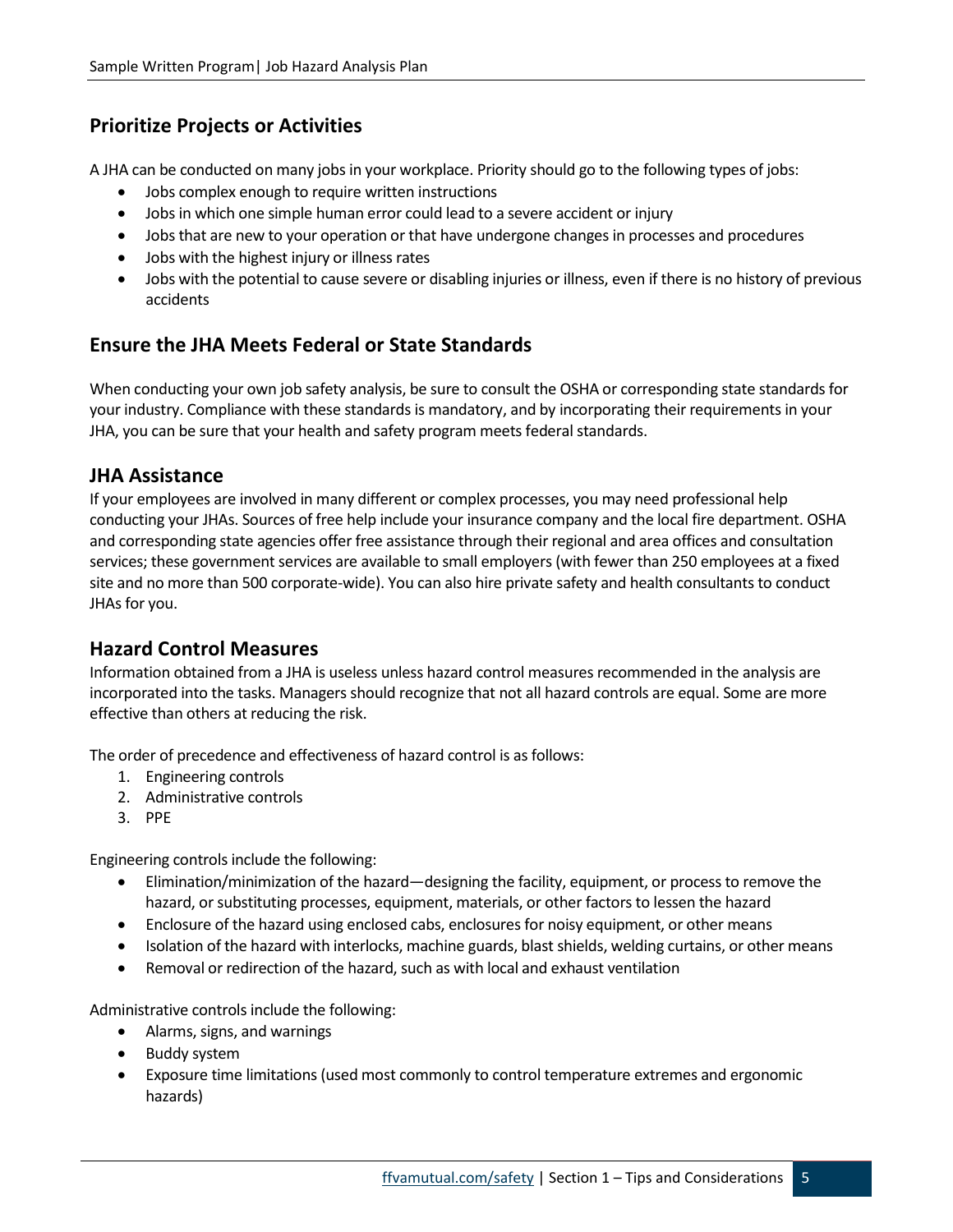## Prioritize Projects or Activities

A JHA can be conducted on many jobs in your workplace. Priority should go to the following types of jobs:

- Jobs complex enough to require written instructions
- Jobs in which one simple human error could lead to a severe accident or injury
- Jobs that are new to your operation or that have undergone changes in processes and procedures
- Jobs with the highest injury or illness rates
- Jobs with the potential to cause severe or disabling injuries or illness, even if there is no history of previous accidents

## Ensure the JHA Meets Federal or State Standards

When conducting your own job safety analysis, be sure to consult the OSHA or corresponding state standards for your industry. Compliance with these standards is mandatory, and by incorporating their requirements in your JHA, you can be sure that your health and safety program meets federal standards.

## JHA Assistance

If your employees are involved in many different or complex processes, you may need professional help conducting your JHAs. Sources of free help include your insurance company and the local fire department. OSHA and corresponding state agencies offer free assistance through their regional and area offices and consultation services; these government services are available to small employers (with fewer than 250 employees at a fixed site and no more than 500 corporate-wide). You can also hire private safety and health consultants to conduct JHAs for you.

## Hazard Control Measures

Information obtained from a JHA is useless unless hazard control measures recommended in the analysis are incorporated into the tasks. Managers should recognize that not all hazard controls are equal. Some are more effective than others at reducing the risk.

The order of precedence and effectiveness of hazard control is as follows:

1. Engineering controls
2. Administrative controls
3. PPE

Engineering controls include the following:

- Elimination/minimization of the hazard—designing the facility, equipment, or process to remove the hazard, or substituting processes, equipment, materials, or other factors to lessen the hazard
- Enclosure of the hazard using enclosed cabs, enclosures for noisy equipment, or other means
- Isolation of the hazard with interlocks, machine guards, blast shields, welding curtains, or other means
- Removal or redirection of the hazard, such as with local and exhaust ventilation

Administrative controls include the following:

- Alarms, signs, and warnings
- Buddy system
- Exposure time limitations (used most commonly to control temperature extremes and ergonomic hazards)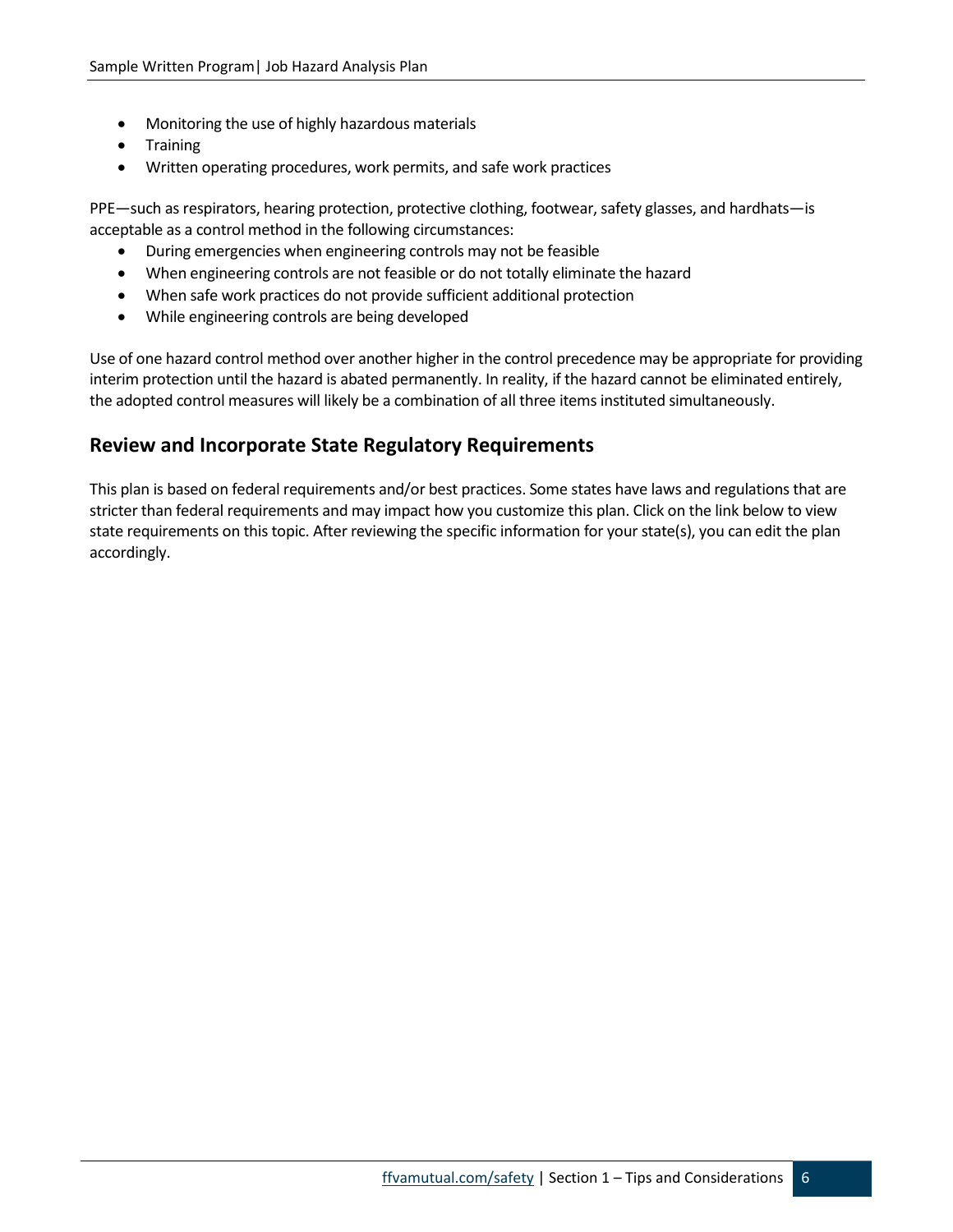- Monitoring the use of highly hazardous materials
- Training
- Written operating procedures, work permits, and safe work practices

PPE—such as respirators, hearing protection, protective clothing, footwear, safety glasses, and hardhats—is acceptable as a control method in the following circumstances:

- During emergencies when engineering controls may not be feasible
- When engineering controls are not feasible or do not totally eliminate the hazard
- When safe work practices do not provide sufficient additional protection
- While engineering controls are being developed

Use of one hazard control method over another higher in the control precedence may be appropriate for providing interim protection until the hazard is abated permanently. In reality, if the hazard cannot be eliminated entirely, the adopted control measures will likely be a combination of all three items instituted simultaneously.

## Review and Incorporate State Regulatory Requirements

This plan is based on federal requirements and/or best practices. Some states have laws and regulations that are stricter than federal requirements and may impact how you customize this plan. Click on the link below to view state requirements on this topic. After reviewing the specific information for your state(s), you can edit the plan accordingly.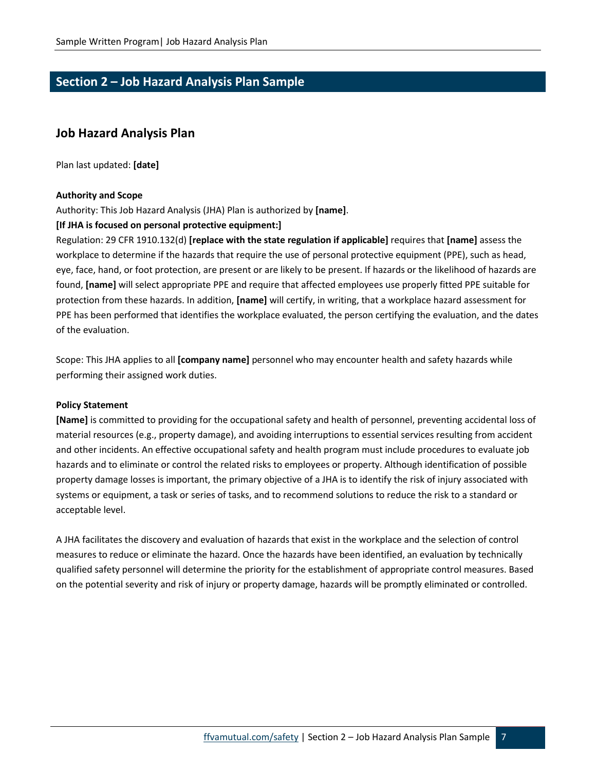## Section 2 – Job Hazard Analysis Plan Sample

### Job Hazard Analysis Plan

Plan last updated: **[date]**

**Authority and Scope**

Authority: This Job Hazard Analysis (JHA) Plan is authorized by **[name]**.

**[If JHA is focused on personal protective equipment:]**

Regulation: 29 CFR 1910.132(d) **[replace with the state regulation if applicable]** requires that **[name]** assess the workplace to determine if the hazards that require the use of personal protective equipment (PPE), such as head, eye, face, hand, or foot protection, are present or are likely to be present. If hazards or the likelihood of hazards are found, **[name]** will select appropriate PPE and require that affected employees use properly fitted PPE suitable for protection from these hazards. In addition, **[name]** will certify, in writing, that a workplace hazard assessment for PPE has been performed that identifies the workplace evaluated, the person certifying the evaluation, and the dates of the evaluation.

Scope: This JHA applies to all **[company name]** personnel who may encounter health and safety hazards while performing their assigned work duties.

**Policy Statement**

**[Name]** is committed to providing for the occupational safety and health of personnel, preventing accidental loss of material resources (e.g., property damage), and avoiding interruptions to essential services resulting from accident and other incidents. An effective occupational safety and health program must include procedures to evaluate job hazards and to eliminate or control the related risks to employees or property. Although identification of possible property damage losses is important, the primary objective of a JHA is to identify the risk of injury associated with systems or equipment, a task or series of tasks, and to recommend solutions to reduce the risk to a standard or acceptable level.

A JHA facilitates the discovery and evaluation of hazards that exist in the workplace and the selection of control measures to reduce or eliminate the hazard. Once the hazards have been identified, an evaluation by technically qualified safety personnel will determine the priority for the establishment of appropriate control measures. Based on the potential severity and risk of injury or property damage, hazards will be promptly eliminated or controlled.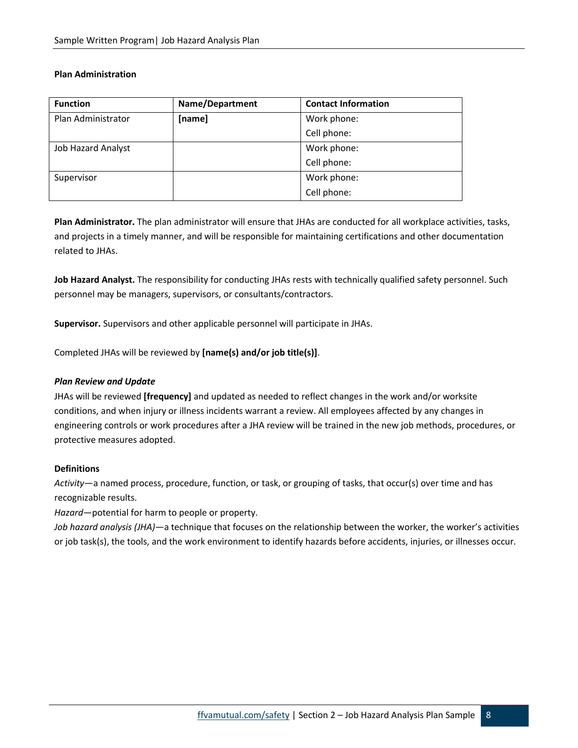**Plan Administration**

| Function | Name/Department | Contact Information |
|---|---|---|
| Plan Administrator | **[name]** | Work phone:<br>Cell phone: |
| Job Hazard Analyst | | Work phone:<br>Cell phone: |
| Supervisor | | Work phone:<br>Cell phone: |

**Plan Administrator.** The plan administrator will ensure that JHAs are conducted for all workplace activities, tasks, and projects in a timely manner, and will be responsible for maintaining certifications and other documentation related to JHAs.

**Job Hazard Analyst.** The responsibility for conducting JHAs rests with technically qualified safety personnel. Such personnel may be managers, supervisors, or consultants/contractors.

**Supervisor.** Supervisors and other applicable personnel will participate in JHAs.

Completed JHAs will be reviewed by **[name(s) and/or job title(s)]**.

***Plan Review and Update***

JHAs will be reviewed **[frequency]** and updated as needed to reflect changes in the work and/or worksite conditions, and when injury or illness incidents warrant a review. All employees affected by any changes in engineering controls or work procedures after a JHA review will be trained in the new job methods, procedures, or protective measures adopted.

**Definitions**

*Activity*—a named process, procedure, function, or task, or grouping of tasks, that occur(s) over time and has recognizable results.

*Hazard*—potential for harm to people or property.

*Job hazard analysis (JHA)*—a technique that focuses on the relationship between the worker, the worker's activities or job task(s), the tools, and the work environment to identify hazards before accidents, injuries, or illnesses occur.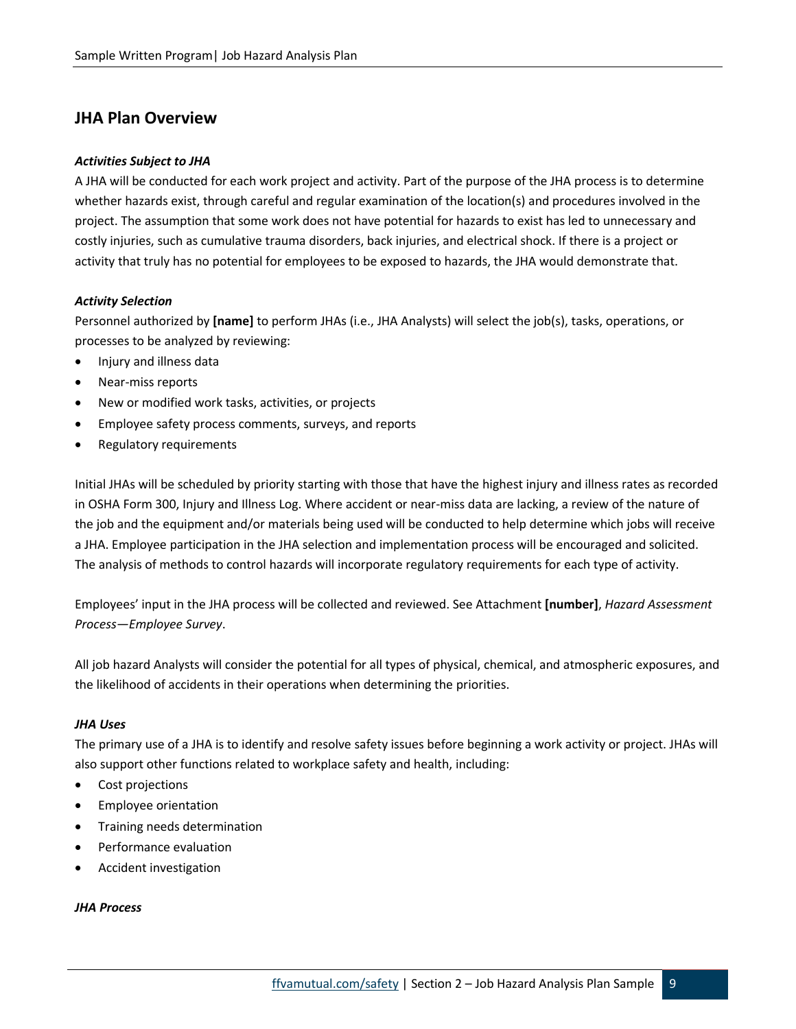## JHA Plan Overview

***Activities Subject to JHA***

A JHA will be conducted for each work project and activity. Part of the purpose of the JHA process is to determine whether hazards exist, through careful and regular examination of the location(s) and procedures involved in the project. The assumption that some work does not have potential for hazards to exist has led to unnecessary and costly injuries, such as cumulative trauma disorders, back injuries, and electrical shock. If there is a project or activity that truly has no potential for employees to be exposed to hazards, the JHA would demonstrate that.

***Activity Selection***

Personnel authorized by **[name]** to perform JHAs (i.e., JHA Analysts) will select the job(s), tasks, operations, or processes to be analyzed by reviewing:

- Injury and illness data
- Near-miss reports
- New or modified work tasks, activities, or projects
- Employee safety process comments, surveys, and reports
- Regulatory requirements

Initial JHAs will be scheduled by priority starting with those that have the highest injury and illness rates as recorded in OSHA Form 300, Injury and Illness Log. Where accident or near-miss data are lacking, a review of the nature of the job and the equipment and/or materials being used will be conducted to help determine which jobs will receive a JHA. Employee participation in the JHA selection and implementation process will be encouraged and solicited. The analysis of methods to control hazards will incorporate regulatory requirements for each type of activity.

Employees' input in the JHA process will be collected and reviewed. See Attachment **[number]**, *Hazard Assessment Process—Employee Survey*.

All job hazard Analysts will consider the potential for all types of physical, chemical, and atmospheric exposures, and the likelihood of accidents in their operations when determining the priorities.

***JHA Uses***

The primary use of a JHA is to identify and resolve safety issues before beginning a work activity or project. JHAs will also support other functions related to workplace safety and health, including:

- Cost projections
- Employee orientation
- Training needs determination
- Performance evaluation
- Accident investigation

***JHA Process***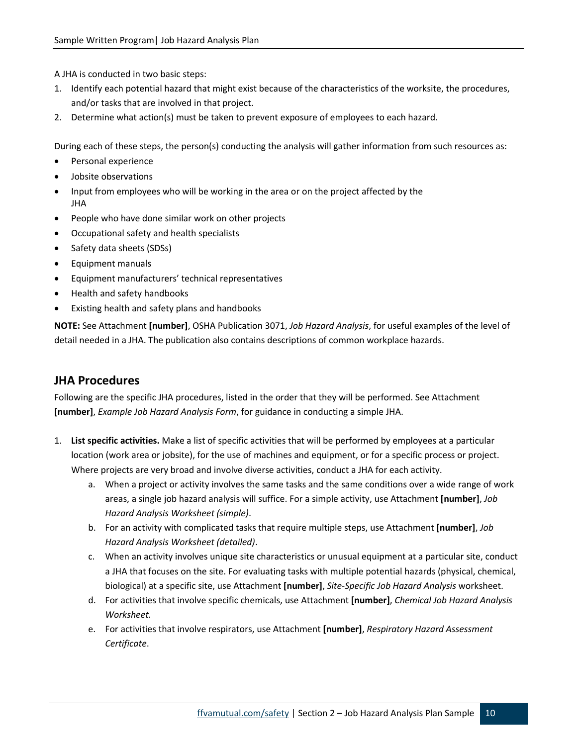A JHA is conducted in two basic steps:

1. Identify each potential hazard that might exist because of the characteristics of the worksite, the procedures, and/or tasks that are involved in that project.
2. Determine what action(s) must be taken to prevent exposure of employees to each hazard.

During each of these steps, the person(s) conducting the analysis will gather information from such resources as:

- Personal experience
- Jobsite observations
- Input from employees who will be working in the area or on the project affected by the JHA
- People who have done similar work on other projects
- Occupational safety and health specialists
- Safety data sheets (SDSs)
- Equipment manuals
- Equipment manufacturers' technical representatives
- Health and safety handbooks
- Existing health and safety plans and handbooks

**NOTE:** See Attachment **[number]**, OSHA Publication 3071, *Job Hazard Analysis*, for useful examples of the level of detail needed in a JHA. The publication also contains descriptions of common workplace hazards.

## JHA Procedures

Following are the specific JHA procedures, listed in the order that they will be performed. See Attachment **[number]**, *Example Job Hazard Analysis Form*, for guidance in conducting a simple JHA.

1. **List specific activities.** Make a list of specific activities that will be performed by employees at a particular location (work area or jobsite), for the use of machines and equipment, or for a specific process or project. Where projects are very broad and involve diverse activities, conduct a JHA for each activity.
    a. When a project or activity involves the same tasks and the same conditions over a wide range of work areas, a single job hazard analysis will suffice. For a simple activity, use Attachment **[number]**, *Job Hazard Analysis Worksheet (simple)*.
    b. For an activity with complicated tasks that require multiple steps, use Attachment **[number]**, *Job Hazard Analysis Worksheet (detailed)*.
    c. When an activity involves unique site characteristics or unusual equipment at a particular site, conduct a JHA that focuses on the site. For evaluating tasks with multiple potential hazards (physical, chemical, biological) at a specific site, use Attachment **[number]**, *Site-Specific Job Hazard Analysis* worksheet.
    d. For activities that involve specific chemicals, use Attachment **[number]**, *Chemical Job Hazard Analysis Worksheet.*
    e. For activities that involve respirators, use Attachment **[number]**, *Respiratory Hazard Assessment Certificate*.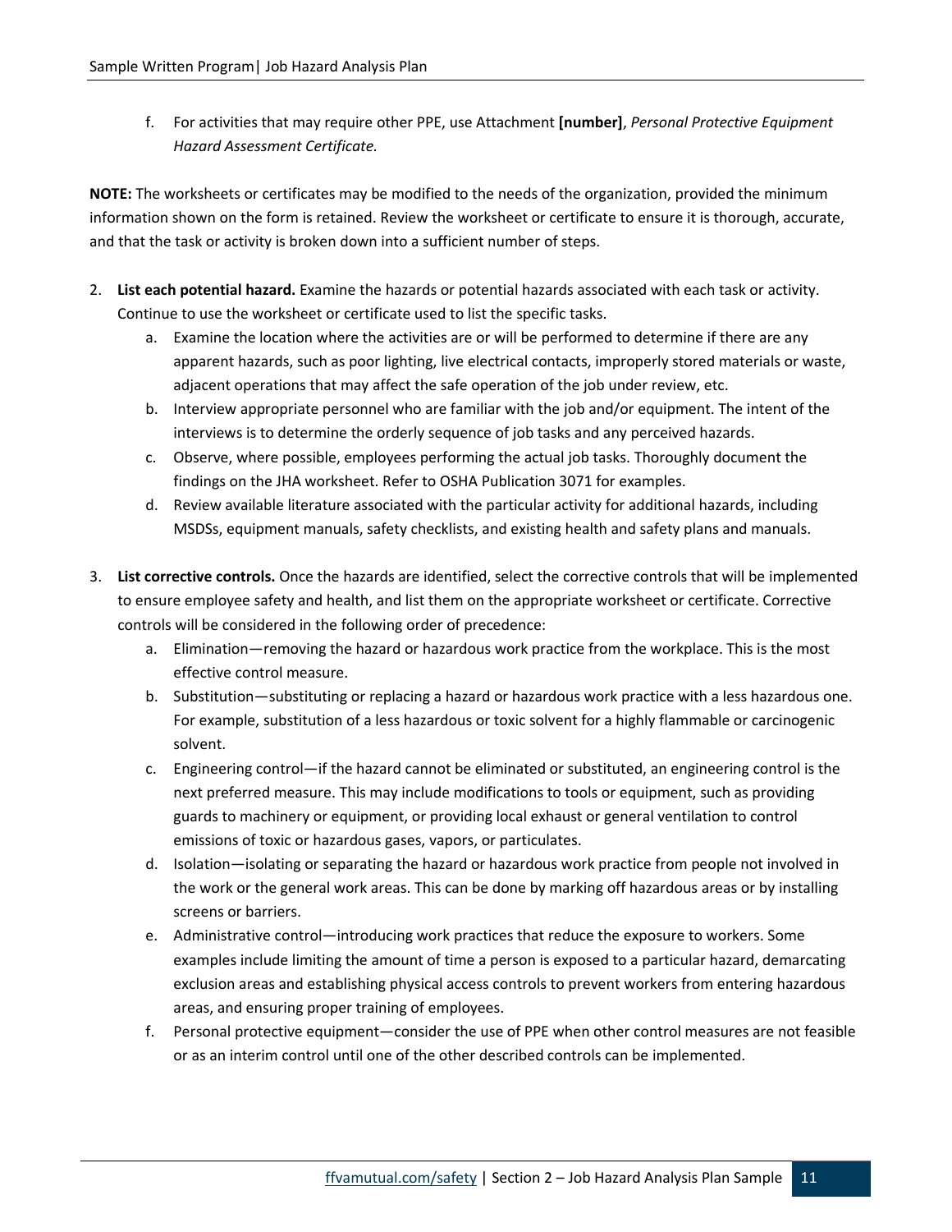f. For activities that may require other PPE, use Attachment **[number]**, *Personal Protective Equipment Hazard Assessment Certificate.*

**NOTE:** The worksheets or certificates may be modified to the needs of the organization, provided the minimum information shown on the form is retained. Review the worksheet or certificate to ensure it is thorough, accurate, and that the task or activity is broken down into a sufficient number of steps.

2. **List each potential hazard.** Examine the hazards or potential hazards associated with each task or activity. Continue to use the worksheet or certificate used to list the specific tasks.
   a. Examine the location where the activities are or will be performed to determine if there are any apparent hazards, such as poor lighting, live electrical contacts, improperly stored materials or waste, adjacent operations that may affect the safe operation of the job under review, etc.
   b. Interview appropriate personnel who are familiar with the job and/or equipment. The intent of the interviews is to determine the orderly sequence of job tasks and any perceived hazards.
   c. Observe, where possible, employees performing the actual job tasks. Thoroughly document the findings on the JHA worksheet. Refer to OSHA Publication 3071 for examples.
   d. Review available literature associated with the particular activity for additional hazards, including MSDSs, equipment manuals, safety checklists, and existing health and safety plans and manuals.

3. **List corrective controls.** Once the hazards are identified, select the corrective controls that will be implemented to ensure employee safety and health, and list them on the appropriate worksheet or certificate. Corrective controls will be considered in the following order of precedence:
   a. Elimination—removing the hazard or hazardous work practice from the workplace. This is the most effective control measure.
   b. Substitution—substituting or replacing a hazard or hazardous work practice with a less hazardous one. For example, substitution of a less hazardous or toxic solvent for a highly flammable or carcinogenic solvent.
   c. Engineering control—if the hazard cannot be eliminated or substituted, an engineering control is the next preferred measure. This may include modifications to tools or equipment, such as providing guards to machinery or equipment, or providing local exhaust or general ventilation to control emissions of toxic or hazardous gases, vapors, or particulates.
   d. Isolation—isolating or separating the hazard or hazardous work practice from people not involved in the work or the general work areas. This can be done by marking off hazardous areas or by installing screens or barriers.
   e. Administrative control—introducing work practices that reduce the exposure to workers. Some examples include limiting the amount of time a person is exposed to a particular hazard, demarcating exclusion areas and establishing physical access controls to prevent workers from entering hazardous areas, and ensuring proper training of employees.
   f. Personal protective equipment—consider the use of PPE when other control measures are not feasible or as an interim control until one of the other described controls can be implemented.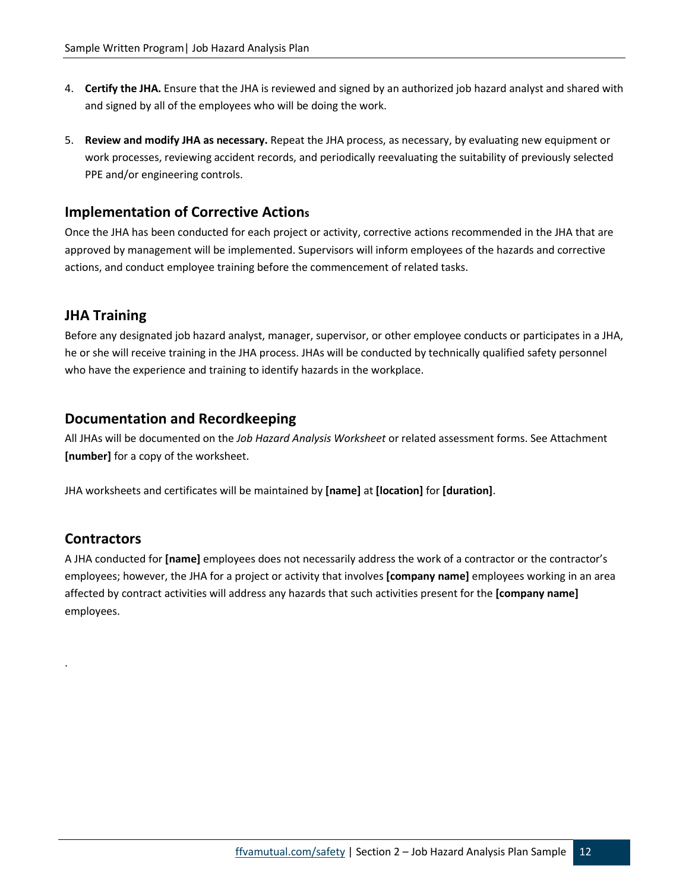4. **Certify the JHA.** Ensure that the JHA is reviewed and signed by an authorized job hazard analyst and shared with and signed by all of the employees who will be doing the work.

5. **Review and modify JHA as necessary.** Repeat the JHA process, as necessary, by evaluating new equipment or work processes, reviewing accident records, and periodically reevaluating the suitability of previously selected PPE and/or engineering controls.

## Implementation of Corrective Actions

Once the JHA has been conducted for each project or activity, corrective actions recommended in the JHA that are approved by management will be implemented. Supervisors will inform employees of the hazards and corrective actions, and conduct employee training before the commencement of related tasks.

## JHA Training

Before any designated job hazard analyst, manager, supervisor, or other employee conducts or participates in a JHA, he or she will receive training in the JHA process. JHAs will be conducted by technically qualified safety personnel who have the experience and training to identify hazards in the workplace.

## Documentation and Recordkeeping

All JHAs will be documented on the *Job Hazard Analysis Worksheet* or related assessment forms. See Attachment **[number]** for a copy of the worksheet.

JHA worksheets and certificates will be maintained by **[name]** at **[location]** for **[duration]**.

## Contractors

A JHA conducted for **[name]** employees does not necessarily address the work of a contractor or the contractor's employees; however, the JHA for a project or activity that involves **[company name]** employees working in an area affected by contract activities will address any hazards that such activities present for the **[company name]** employees.

.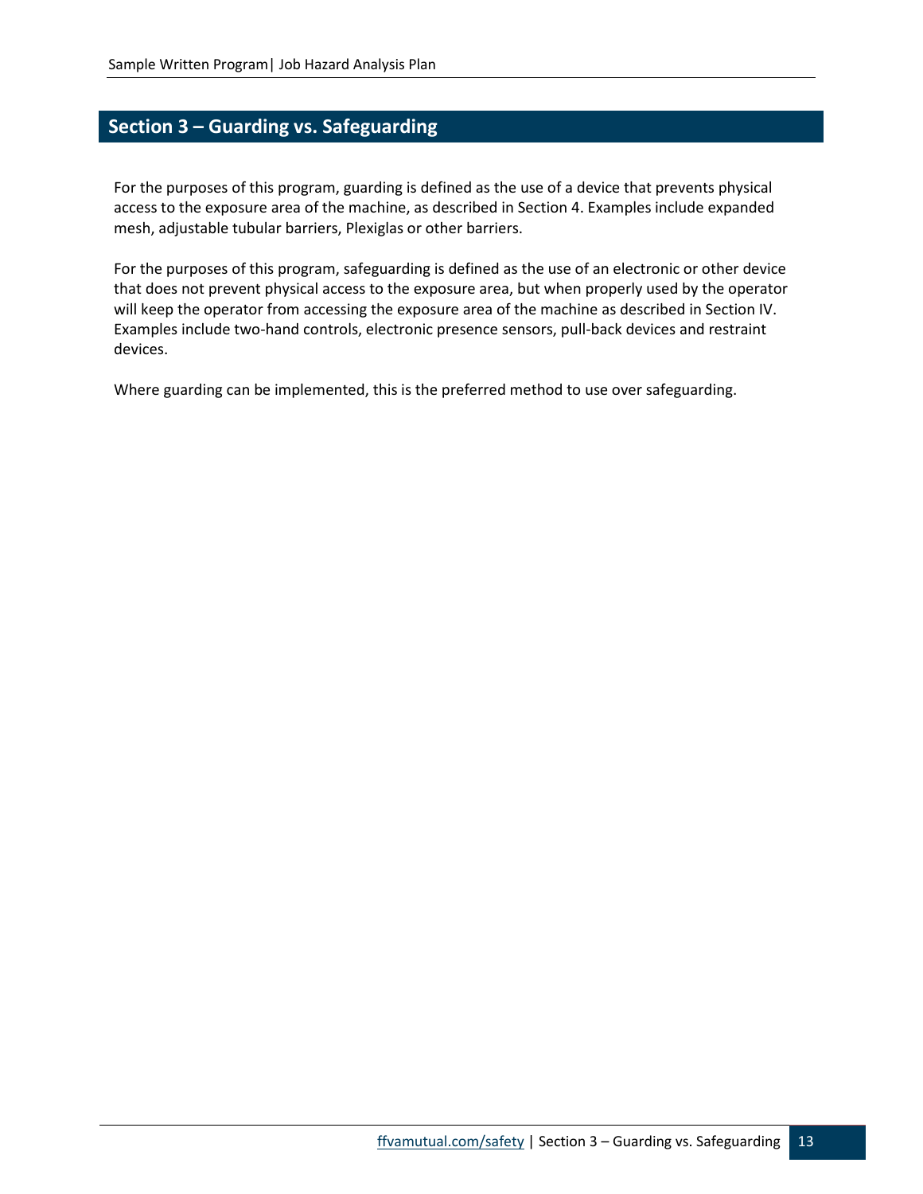## Section 3 – Guarding vs. Safeguarding

For the purposes of this program, guarding is defined as the use of a device that prevents physical access to the exposure area of the machine, as described in Section 4. Examples include expanded mesh, adjustable tubular barriers, Plexiglas or other barriers.

For the purposes of this program, safeguarding is defined as the use of an electronic or other device that does not prevent physical access to the exposure area, but when properly used by the operator will keep the operator from accessing the exposure area of the machine as described in Section IV. Examples include two-hand controls, electronic presence sensors, pull-back devices and restraint devices.

Where guarding can be implemented, this is the preferred method to use over safeguarding.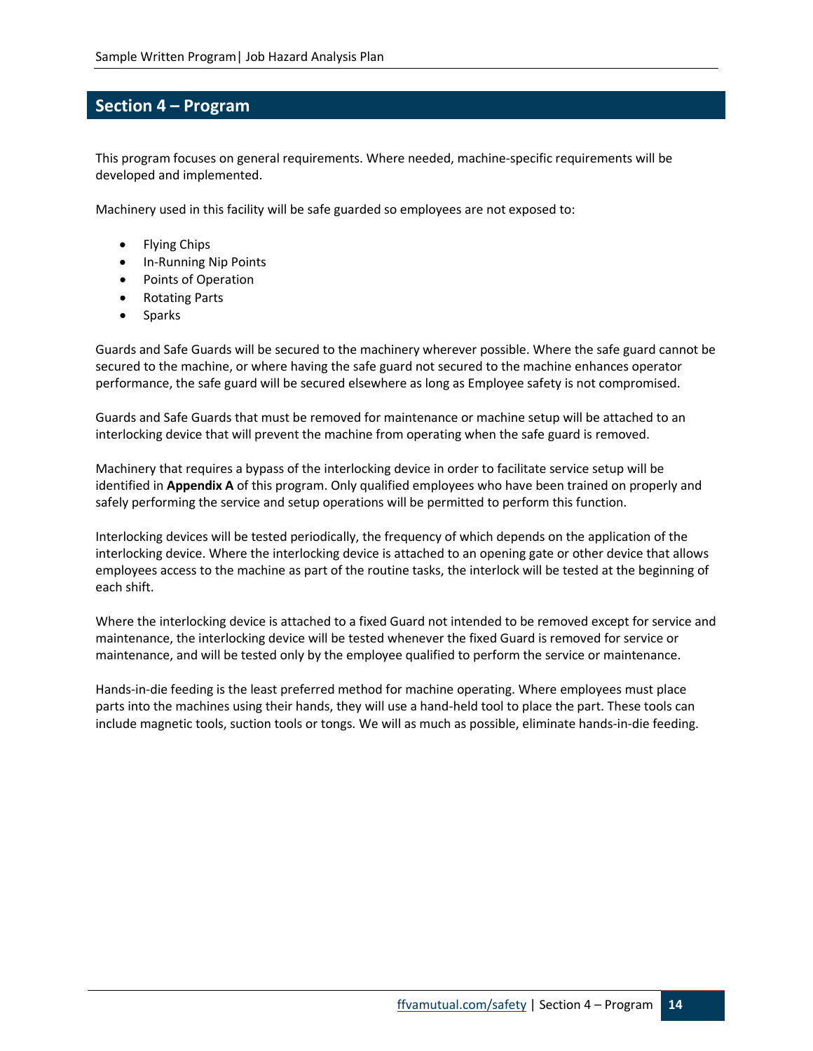## Section 4 – Program

This program focuses on general requirements. Where needed, machine-specific requirements will be developed and implemented.

Machinery used in this facility will be safe guarded so employees are not exposed to:

- Flying Chips
- In-Running Nip Points
- Points of Operation
- Rotating Parts
- Sparks

Guards and Safe Guards will be secured to the machinery wherever possible. Where the safe guard cannot be secured to the machine, or where having the safe guard not secured to the machine enhances operator performance, the safe guard will be secured elsewhere as long as Employee safety is not compromised.

Guards and Safe Guards that must be removed for maintenance or machine setup will be attached to an interlocking device that will prevent the machine from operating when the safe guard is removed.

Machinery that requires a bypass of the interlocking device in order to facilitate service setup will be identified in **Appendix A** of this program. Only qualified employees who have been trained on properly and safely performing the service and setup operations will be permitted to perform this function.

Interlocking devices will be tested periodically, the frequency of which depends on the application of the interlocking device. Where the interlocking device is attached to an opening gate or other device that allows employees access to the machine as part of the routine tasks, the interlock will be tested at the beginning of each shift.

Where the interlocking device is attached to a fixed Guard not intended to be removed except for service and maintenance, the interlocking device will be tested whenever the fixed Guard is removed for service or maintenance, and will be tested only by the employee qualified to perform the service or maintenance.

Hands-in-die feeding is the least preferred method for machine operating. Where employees must place parts into the machines using their hands, they will use a hand-held tool to place the part. These tools can include magnetic tools, suction tools or tongs. We will as much as possible, eliminate hands-in-die feeding.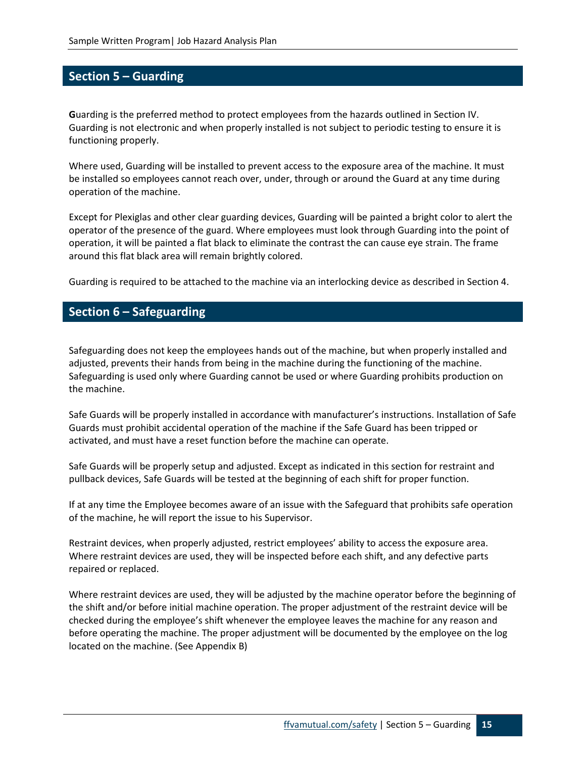## Section 5 – Guarding

**G**uarding is the preferred method to protect employees from the hazards outlined in Section IV. Guarding is not electronic and when properly installed is not subject to periodic testing to ensure it is functioning properly.

Where used, Guarding will be installed to prevent access to the exposure area of the machine. It must be installed so employees cannot reach over, under, through or around the Guard at any time during operation of the machine.

Except for Plexiglas and other clear guarding devices, Guarding will be painted a bright color to alert the operator of the presence of the guard. Where employees must look through Guarding into the point of operation, it will be painted a flat black to eliminate the contrast the can cause eye strain. The frame around this flat black area will remain brightly colored.

Guarding is required to be attached to the machine via an interlocking device as described in Section 4.

## Section 6 – Safeguarding

Safeguarding does not keep the employees hands out of the machine, but when properly installed and adjusted, prevents their hands from being in the machine during the functioning of the machine. Safeguarding is used only where Guarding cannot be used or where Guarding prohibits production on the machine.

Safe Guards will be properly installed in accordance with manufacturer's instructions. Installation of Safe Guards must prohibit accidental operation of the machine if the Safe Guard has been tripped or activated, and must have a reset function before the machine can operate.

Safe Guards will be properly setup and adjusted. Except as indicated in this section for restraint and pullback devices, Safe Guards will be tested at the beginning of each shift for proper function.

If at any time the Employee becomes aware of an issue with the Safeguard that prohibits safe operation of the machine, he will report the issue to his Supervisor.

Restraint devices, when properly adjusted, restrict employees' ability to access the exposure area. Where restraint devices are used, they will be inspected before each shift, and any defective parts repaired or replaced.

Where restraint devices are used, they will be adjusted by the machine operator before the beginning of the shift and/or before initial machine operation. The proper adjustment of the restraint device will be checked during the employee's shift whenever the employee leaves the machine for any reason and before operating the machine. The proper adjustment will be documented by the employee on the log located on the machine. (See Appendix B)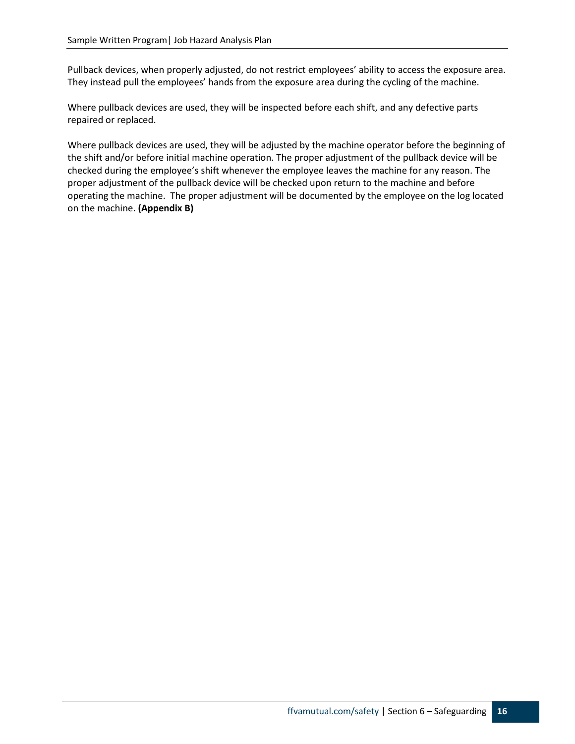Pullback devices, when properly adjusted, do not restrict employees' ability to access the exposure area. They instead pull the employees' hands from the exposure area during the cycling of the machine.

Where pullback devices are used, they will be inspected before each shift, and any defective parts repaired or replaced.

Where pullback devices are used, they will be adjusted by the machine operator before the beginning of the shift and/or before initial machine operation. The proper adjustment of the pullback device will be checked during the employee's shift whenever the employee leaves the machine for any reason. The proper adjustment of the pullback device will be checked upon return to the machine and before operating the machine. The proper adjustment will be documented by the employee on the log located on the machine. **(Appendix B)**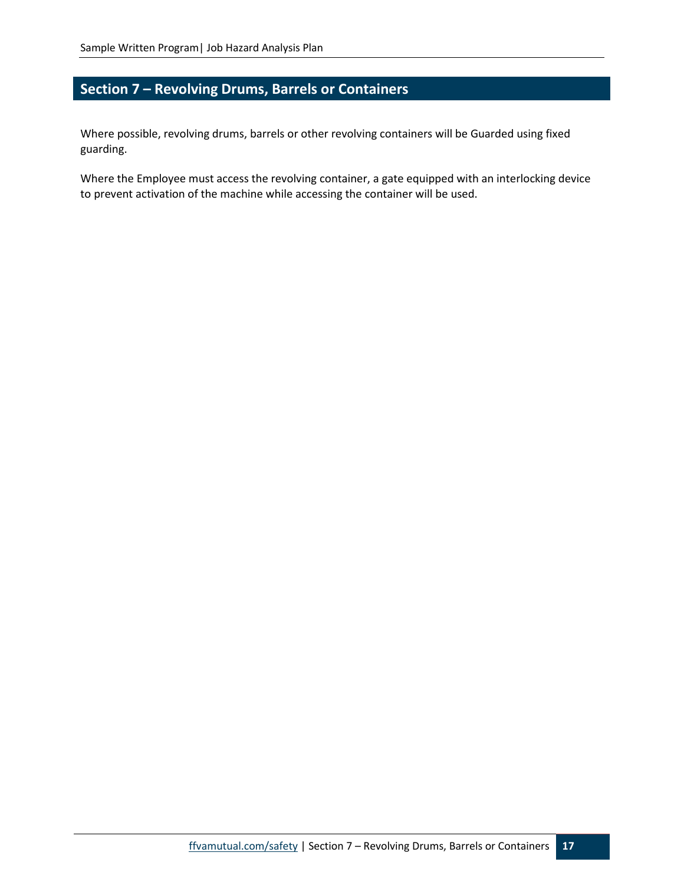## Section 7 – Revolving Drums, Barrels or Containers

Where possible, revolving drums, barrels or other revolving containers will be Guarded using fixed guarding.

Where the Employee must access the revolving container, a gate equipped with an interlocking device to prevent activation of the machine while accessing the container will be used.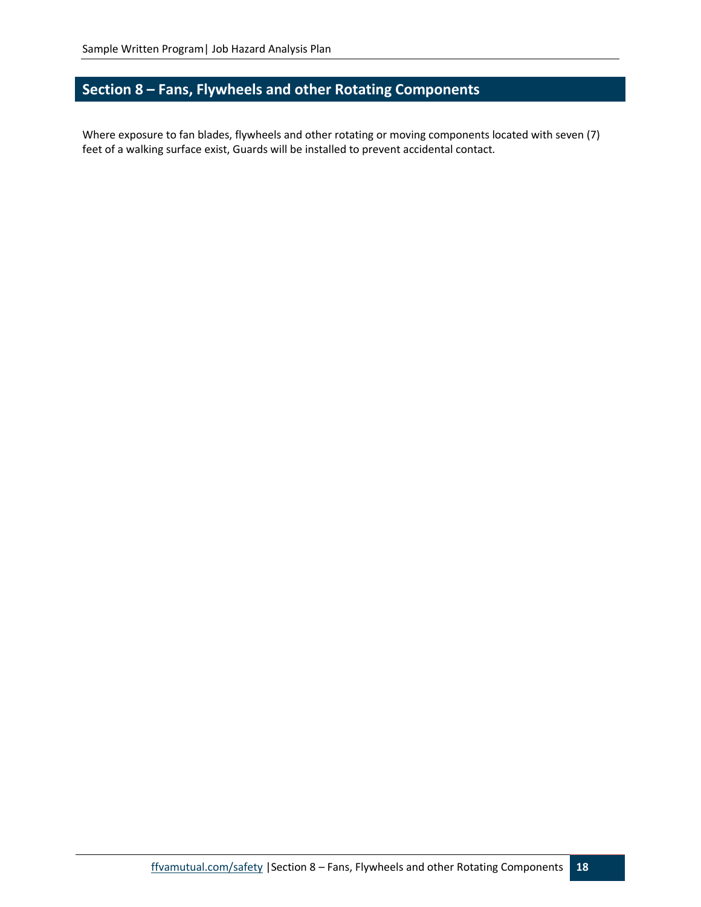## Section 8 – Fans, Flywheels and other Rotating Components

Where exposure to fan blades, flywheels and other rotating or moving components located with seven (7) feet of a walking surface exist, Guards will be installed to prevent accidental contact.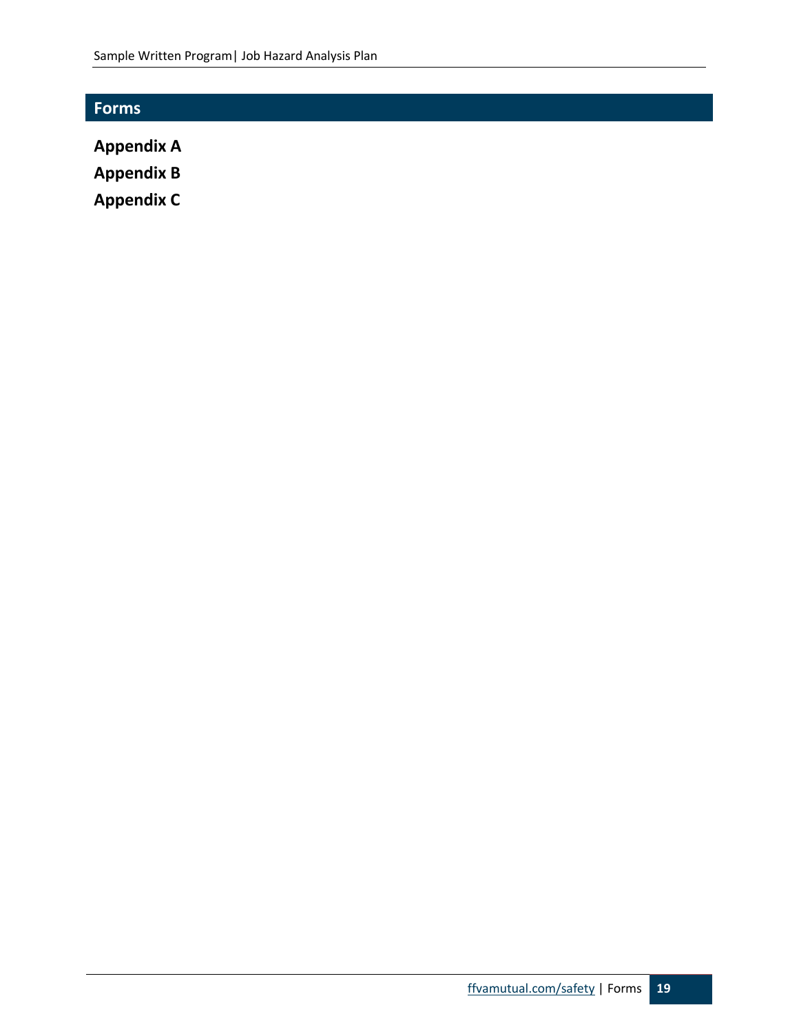## Forms

**Appendix A**

**Appendix B**

**Appendix C**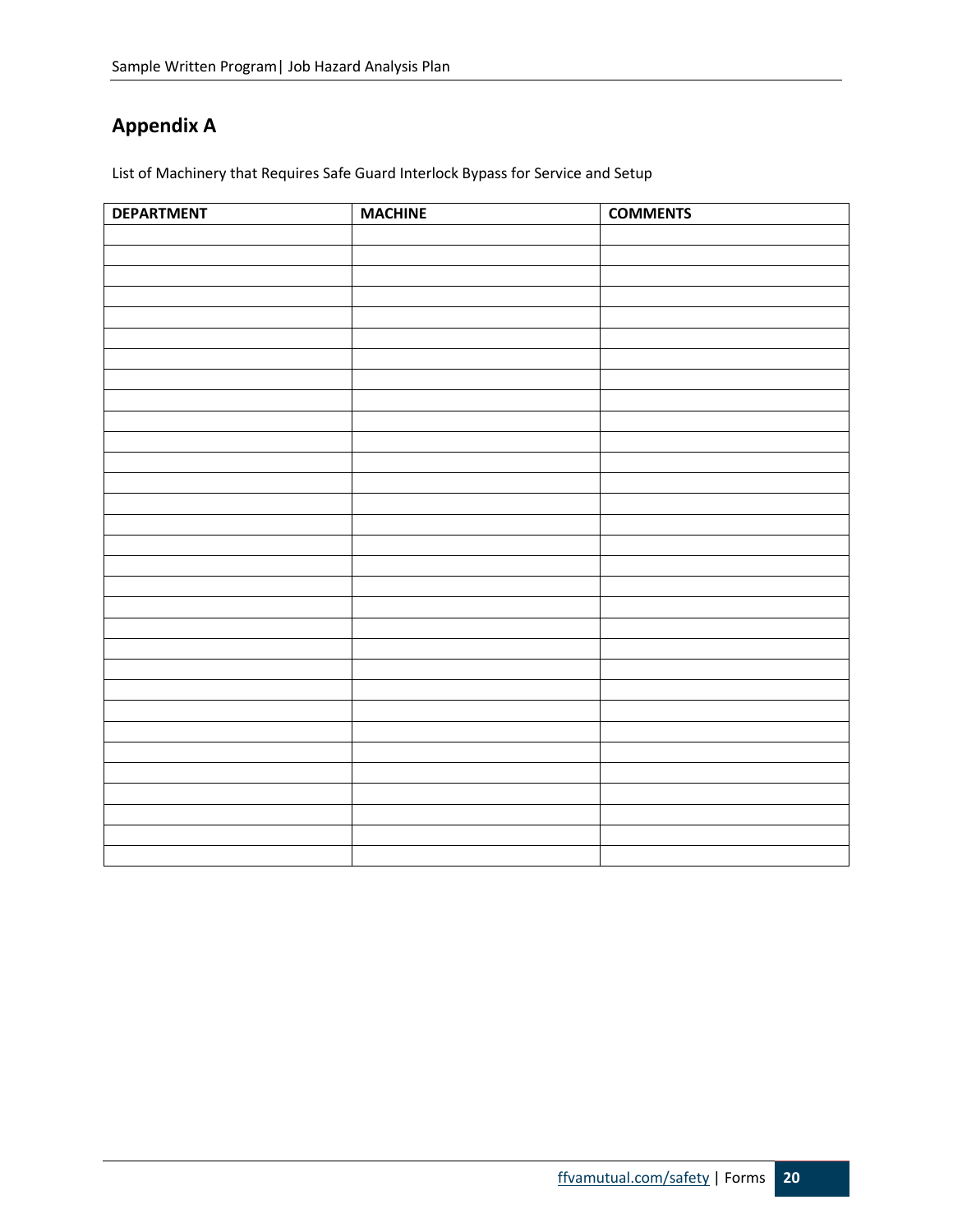## Appendix A

List of Machinery that Requires Safe Guard Interlock Bypass for Service and Setup

| DEPARTMENT | MACHINE | COMMENTS |
|---|---|---|
| | | |
| | | |
| | | |
| | | |
| | | |
| | | |
| | | |
| | | |
| | | |
| | | |
| | | |
| | | |
| | | |
| | | |
| | | |
| | | |
| | | |
| | | |
| | | |
| | | |
| | | |
| | | |
| | | |
| | | |
| | | |
| | | |
| | | |
| | | |
| | | |
| | | |
| | | |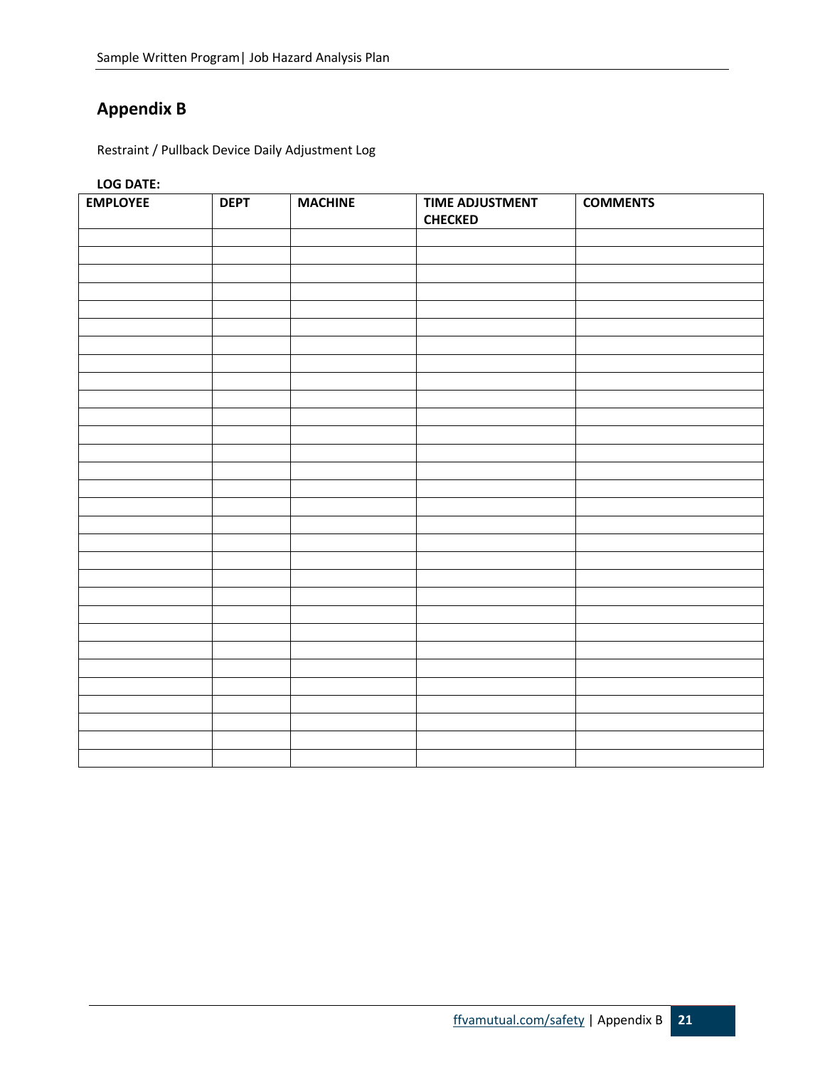## Appendix B

Restraint / Pullback Device Daily Adjustment Log

**LOG DATE:**

| EMPLOYEE | DEPT | MACHINE | TIME ADJUSTMENT CHECKED | COMMENTS |
|---|---|---|---|---|
| | | | | |
| | | | | |
| | | | | |
| | | | | |
| | | | | |
| | | | | |
| | | | | |
| | | | | |
| | | | | |
| | | | | |
| | | | | |
| | | | | |
| | | | | |
| | | | | |
| | | | | |
| | | | | |
| | | | | |
| | | | | |
| | | | | |
| | | | | |
| | | | | |
| | | | | |
| | | | | |
| | | | | |
| | | | | |
| | | | | |
| | | | | |
| | | | | |
| | | | | |
| | | | | |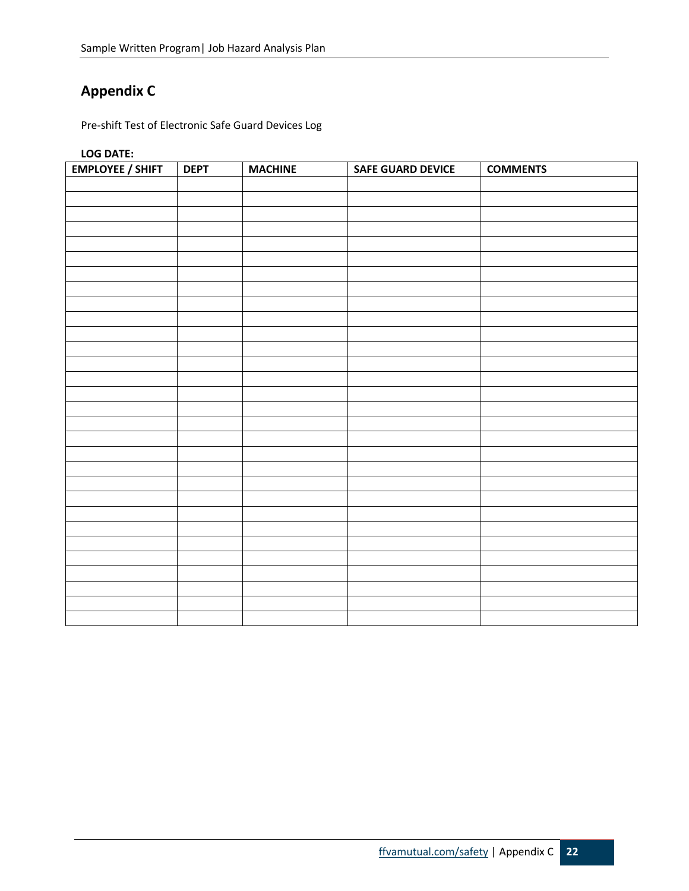## Appendix C

Pre-shift Test of Electronic Safe Guard Devices Log

**LOG DATE:**

| EMPLOYEE / SHIFT | DEPT | MACHINE | SAFE GUARD DEVICE | COMMENTS |
|---|---|---|---|---|
| | | | | |
| | | | | |
| | | | | |
| | | | | |
| | | | | |
| | | | | |
| | | | | |
| | | | | |
| | | | | |
| | | | | |
| | | | | |
| | | | | |
| | | | | |
| | | | | |
| | | | | |
| | | | | |
| | | | | |
| | | | | |
| | | | | |
| | | | | |
| | | | | |
| | | | | |
| | | | | |
| | | | | |
| | | | | |
| | | | | |
| | | | | |
| | | | | |
| | | | | |
| | | | | |